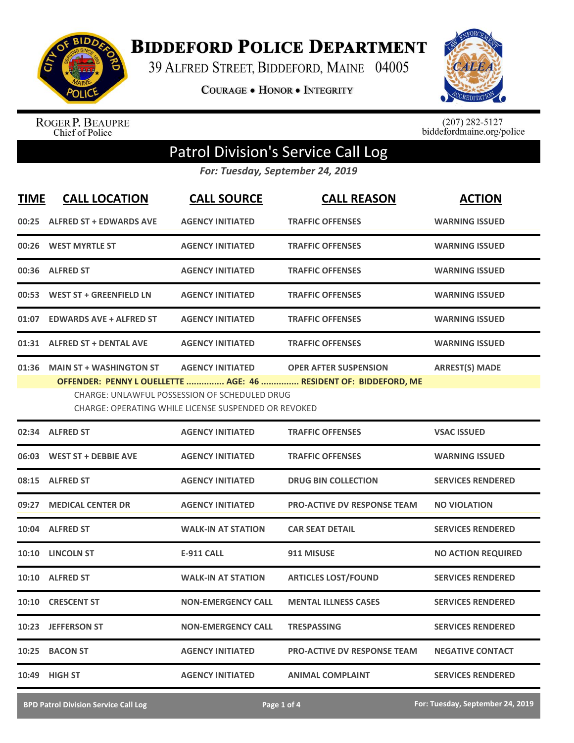# Biddeford Police Department

39 Alfred Street, Biddeford, Maine 04005

Courage • Honor • Integrity

Roger P. Beaupre
Chief of Police

(207) 282-5127
biddefordmaine.org/police

## Patrol Division's Service Call Log

*For: Tuesday, September 24, 2019*

| TIME | CALL LOCATION | CALL SOURCE | CALL REASON | ACTION |
|---|---|---|---|---|
| 00:25 | ALFRED ST + EDWARDS AVE | AGENCY INITIATED | TRAFFIC OFFENSES | WARNING ISSUED |
| 00:26 | WEST MYRTLE ST | AGENCY INITIATED | TRAFFIC OFFENSES | WARNING ISSUED |
| 00:36 | ALFRED ST | AGENCY INITIATED | TRAFFIC OFFENSES | WARNING ISSUED |
| 00:53 | WEST ST + GREENFIELD LN | AGENCY INITIATED | TRAFFIC OFFENSES | WARNING ISSUED |
| 01:07 | EDWARDS AVE + ALFRED ST | AGENCY INITIATED | TRAFFIC OFFENSES | WARNING ISSUED |
| 01:31 | ALFRED ST + DENTAL AVE | AGENCY INITIATED | TRAFFIC OFFENSES | WARNING ISSUED |
| 01:36 | MAIN ST + WASHINGTON ST | AGENCY INITIATED | OPER AFTER SUSPENSION | ARREST(S) MADE |

**OFFENDER: PENNY L OUELLETTE ............... AGE: 46 ............... RESIDENT OF: BIDDEFORD, ME**

CHARGE: UNLAWFUL POSSESSION OF SCHEDULED DRUG
CHARGE: OPERATING WHILE LICENSE SUSPENDED OR REVOKED

| TIME | CALL LOCATION | CALL SOURCE | CALL REASON | ACTION |
|---|---|---|---|---|
| 02:34 | ALFRED ST | AGENCY INITIATED | TRAFFIC OFFENSES | VSAC ISSUED |
| 06:03 | WEST ST + DEBBIE AVE | AGENCY INITIATED | TRAFFIC OFFENSES | WARNING ISSUED |
| 08:15 | ALFRED ST | AGENCY INITIATED | DRUG BIN COLLECTION | SERVICES RENDERED |
| 09:27 | MEDICAL CENTER DR | AGENCY INITIATED | PRO-ACTIVE DV RESPONSE TEAM | NO VIOLATION |
| 10:04 | ALFRED ST | WALK-IN AT STATION | CAR SEAT DETAIL | SERVICES RENDERED |
| 10:10 | LINCOLN ST | E-911 CALL | 911 MISUSE | NO ACTION REQUIRED |
| 10:10 | ALFRED ST | WALK-IN AT STATION | ARTICLES LOST/FOUND | SERVICES RENDERED |
| 10:10 | CRESCENT ST | NON-EMERGENCY CALL | MENTAL ILLNESS CASES | SERVICES RENDERED |
| 10:23 | JEFFERSON ST | NON-EMERGENCY CALL | TRESPASSING | SERVICES RENDERED |
| 10:25 | BACON ST | AGENCY INITIATED | PRO-ACTIVE DV RESPONSE TEAM | NEGATIVE CONTACT |
| 10:49 | HIGH ST | AGENCY INITIATED | ANIMAL COMPLAINT | SERVICES RENDERED |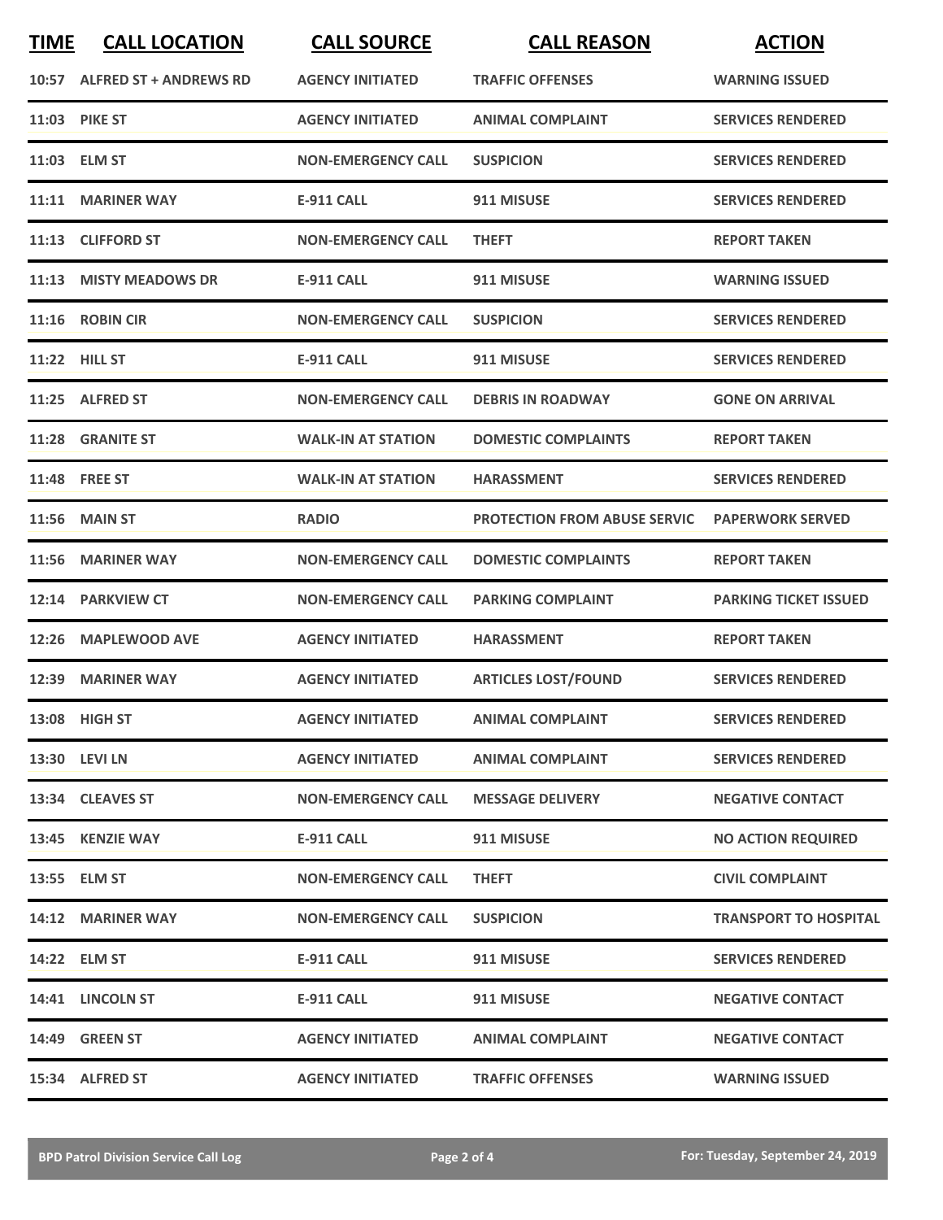| TIME | CALL LOCATION | CALL SOURCE | CALL REASON | ACTION |
|---|---|---|---|---|
| 10:57 | ALFRED ST + ANDREWS RD | AGENCY INITIATED | TRAFFIC OFFENSES | WARNING ISSUED |
| 11:03 | PIKE ST | AGENCY INITIATED | ANIMAL COMPLAINT | SERVICES RENDERED |
| 11:03 | ELM ST | NON-EMERGENCY CALL | SUSPICION | SERVICES RENDERED |
| 11:11 | MARINER WAY | E-911 CALL | 911 MISUSE | SERVICES RENDERED |
| 11:13 | CLIFFORD ST | NON-EMERGENCY CALL | THEFT | REPORT TAKEN |
| 11:13 | MISTY MEADOWS DR | E-911 CALL | 911 MISUSE | WARNING ISSUED |
| 11:16 | ROBIN CIR | NON-EMERGENCY CALL | SUSPICION | SERVICES RENDERED |
| 11:22 | HILL ST | E-911 CALL | 911 MISUSE | SERVICES RENDERED |
| 11:25 | ALFRED ST | NON-EMERGENCY CALL | DEBRIS IN ROADWAY | GONE ON ARRIVAL |
| 11:28 | GRANITE ST | WALK-IN AT STATION | DOMESTIC COMPLAINTS | REPORT TAKEN |
| 11:48 | FREE ST | WALK-IN AT STATION | HARASSMENT | SERVICES RENDERED |
| 11:56 | MAIN ST | RADIO | PROTECTION FROM ABUSE SERVIC | PAPERWORK SERVED |
| 11:56 | MARINER WAY | NON-EMERGENCY CALL | DOMESTIC COMPLAINTS | REPORT TAKEN |
| 12:14 | PARKVIEW CT | NON-EMERGENCY CALL | PARKING COMPLAINT | PARKING TICKET ISSUED |
| 12:26 | MAPLEWOOD AVE | AGENCY INITIATED | HARASSMENT | REPORT TAKEN |
| 12:39 | MARINER WAY | AGENCY INITIATED | ARTICLES LOST/FOUND | SERVICES RENDERED |
| 13:08 | HIGH ST | AGENCY INITIATED | ANIMAL COMPLAINT | SERVICES RENDERED |
| 13:30 | LEVI LN | AGENCY INITIATED | ANIMAL COMPLAINT | SERVICES RENDERED |
| 13:34 | CLEAVES ST | NON-EMERGENCY CALL | MESSAGE DELIVERY | NEGATIVE CONTACT |
| 13:45 | KENZIE WAY | E-911 CALL | 911 MISUSE | NO ACTION REQUIRED |
| 13:55 | ELM ST | NON-EMERGENCY CALL | THEFT | CIVIL COMPLAINT |
| 14:12 | MARINER WAY | NON-EMERGENCY CALL | SUSPICION | TRANSPORT TO HOSPITAL |
| 14:22 | ELM ST | E-911 CALL | 911 MISUSE | SERVICES RENDERED |
| 14:41 | LINCOLN ST | E-911 CALL | 911 MISUSE | NEGATIVE CONTACT |
| 14:49 | GREEN ST | AGENCY INITIATED | ANIMAL COMPLAINT | NEGATIVE CONTACT |
| 15:34 | ALFRED ST | AGENCY INITIATED | TRAFFIC OFFENSES | WARNING ISSUED |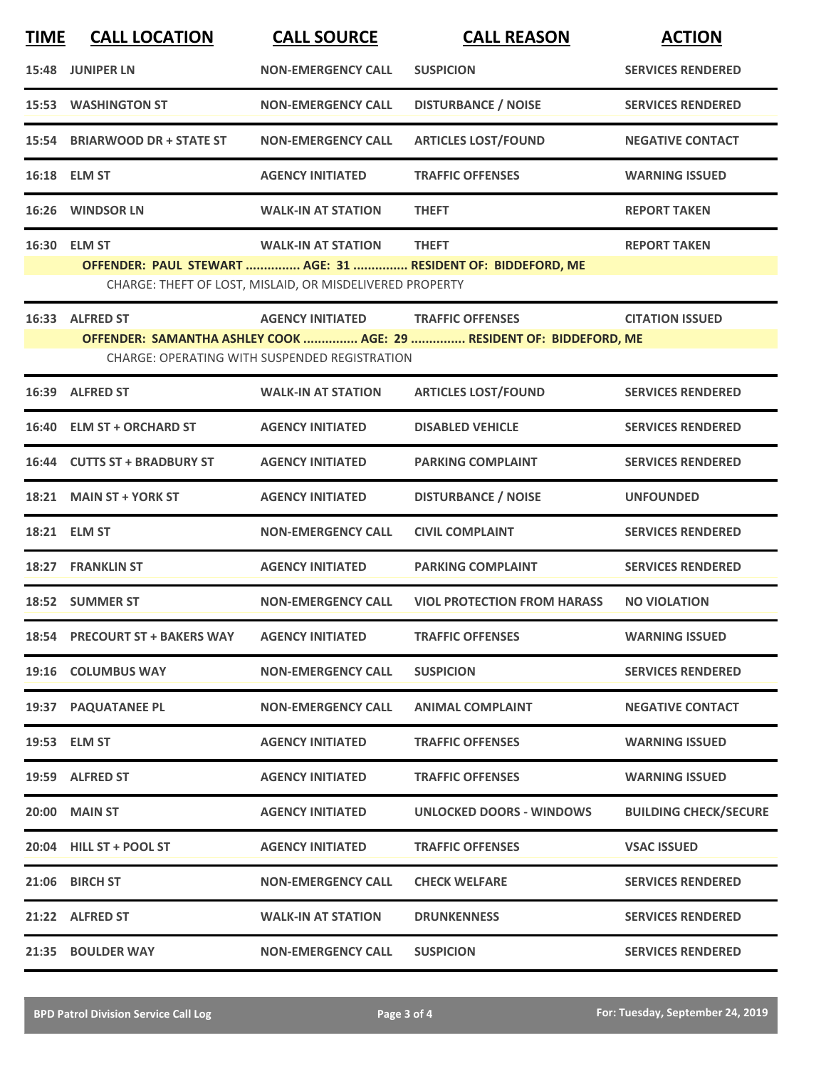| TIME | CALL LOCATION | CALL SOURCE | CALL REASON | ACTION |
|---|---|---|---|---|
| 15:48 | JUNIPER LN | NON-EMERGENCY CALL | SUSPICION | SERVICES RENDERED |
| 15:53 | WASHINGTON ST | NON-EMERGENCY CALL | DISTURBANCE / NOISE | SERVICES RENDERED |
| 15:54 | BRIARWOOD DR + STATE ST | NON-EMERGENCY CALL | ARTICLES LOST/FOUND | NEGATIVE CONTACT |
| 16:18 | ELM ST | AGENCY INITIATED | TRAFFIC OFFENSES | WARNING ISSUED |
| 16:26 | WINDSOR LN | WALK-IN AT STATION | THEFT | REPORT TAKEN |
| 16:30 | ELM ST | WALK-IN AT STATION | THEFT | REPORT TAKEN |
| | **OFFENDER: PAUL STEWART ............... AGE: 31 ............... RESIDENT OF: BIDDEFORD, ME** | | | |
| | CHARGE: THEFT OF LOST, MISLAID, OR MISDELIVERED PROPERTY | | | |
| 16:33 | ALFRED ST | AGENCY INITIATED | TRAFFIC OFFENSES | CITATION ISSUED |
| | **OFFENDER: SAMANTHA ASHLEY COOK ............... AGE: 29 ............... RESIDENT OF: BIDDEFORD, ME** | | | |
| | CHARGE: OPERATING WITH SUSPENDED REGISTRATION | | | |
| 16:39 | ALFRED ST | WALK-IN AT STATION | ARTICLES LOST/FOUND | SERVICES RENDERED |
| 16:40 | ELM ST + ORCHARD ST | AGENCY INITIATED | DISABLED VEHICLE | SERVICES RENDERED |
| 16:44 | CUTTS ST + BRADBURY ST | AGENCY INITIATED | PARKING COMPLAINT | SERVICES RENDERED |
| 18:21 | MAIN ST + YORK ST | AGENCY INITIATED | DISTURBANCE / NOISE | UNFOUNDED |
| 18:21 | ELM ST | NON-EMERGENCY CALL | CIVIL COMPLAINT | SERVICES RENDERED |
| 18:27 | FRANKLIN ST | AGENCY INITIATED | PARKING COMPLAINT | SERVICES RENDERED |
| 18:52 | SUMMER ST | NON-EMERGENCY CALL | VIOL PROTECTION FROM HARASS | NO VIOLATION |
| 18:54 | PRECOURT ST + BAKERS WAY | AGENCY INITIATED | TRAFFIC OFFENSES | WARNING ISSUED |
| 19:16 | COLUMBUS WAY | NON-EMERGENCY CALL | SUSPICION | SERVICES RENDERED |
| 19:37 | PAQUATANEE PL | NON-EMERGENCY CALL | ANIMAL COMPLAINT | NEGATIVE CONTACT |
| 19:53 | ELM ST | AGENCY INITIATED | TRAFFIC OFFENSES | WARNING ISSUED |
| 19:59 | ALFRED ST | AGENCY INITIATED | TRAFFIC OFFENSES | WARNING ISSUED |
| 20:00 | MAIN ST | AGENCY INITIATED | UNLOCKED DOORS - WINDOWS | BUILDING CHECK/SECURE |
| 20:04 | HILL ST + POOL ST | AGENCY INITIATED | TRAFFIC OFFENSES | VSAC ISSUED |
| 21:06 | BIRCH ST | NON-EMERGENCY CALL | CHECK WELFARE | SERVICES RENDERED |
| 21:22 | ALFRED ST | WALK-IN AT STATION | DRUNKENNESS | SERVICES RENDERED |
| 21:35 | BOULDER WAY | NON-EMERGENCY CALL | SUSPICION | SERVICES RENDERED |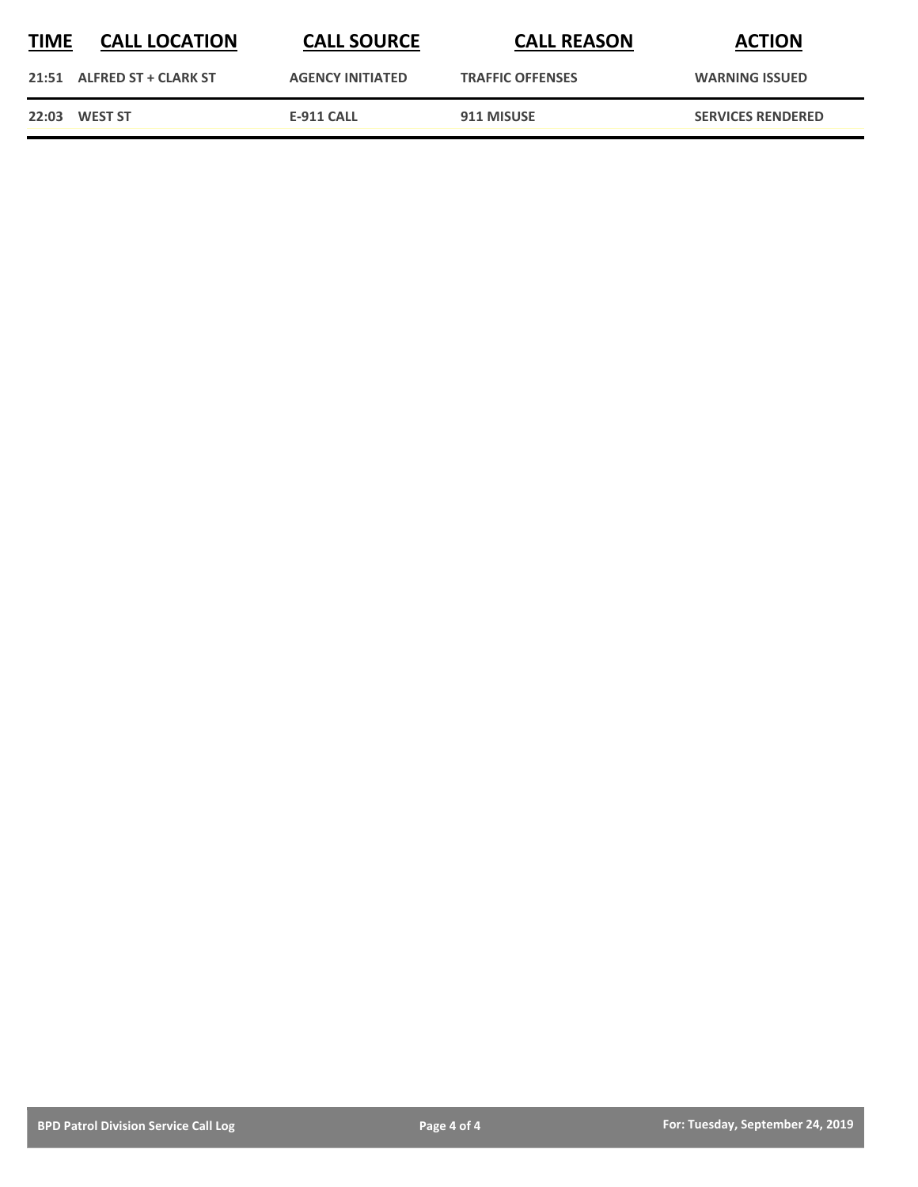| TIME | CALL LOCATION | CALL SOURCE | CALL REASON | ACTION |
| --- | --- | --- | --- | --- |
| 21:51 | ALFRED ST + CLARK ST | AGENCY INITIATED | TRAFFIC OFFENSES | WARNING ISSUED |
| 22:03 | WEST ST | E-911 CALL | 911 MISUSE | SERVICES RENDERED |